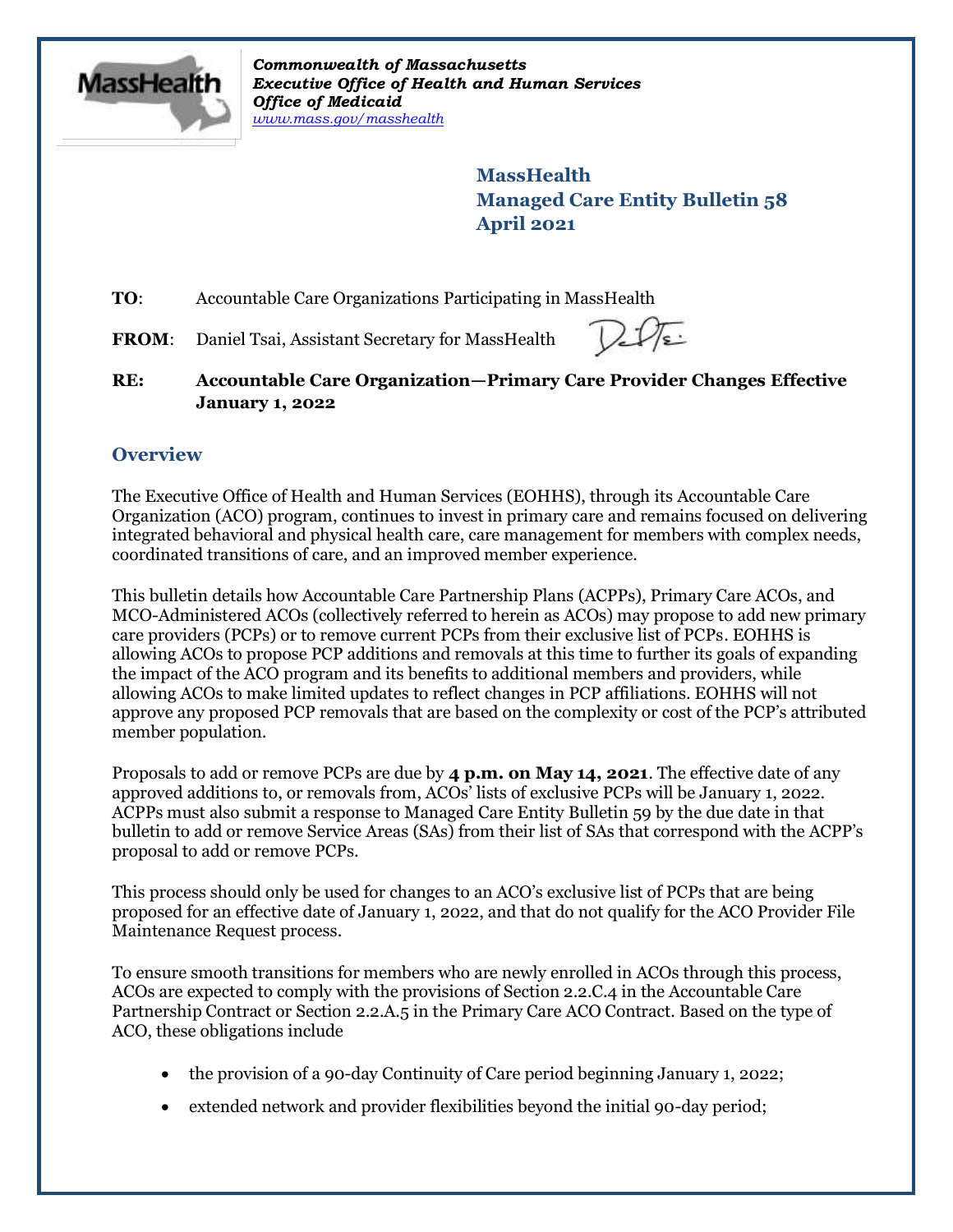*Commonwealth of Massachusetts*
*Executive Office of Health and Human Services*
*Office of Medicaid*
*www.mass.gov/masshealth*

**MassHealth**
**Managed Care Entity Bulletin 58**
**April 2021**

**TO**: Accountable Care Organizations Participating in MassHealth

**FROM**: Daniel Tsai, Assistant Secretary for MassHealth

**RE: Accountable Care Organization—Primary Care Provider Changes Effective January 1, 2022**

## Overview

The Executive Office of Health and Human Services (EOHHS), through its Accountable Care Organization (ACO) program, continues to invest in primary care and remains focused on delivering integrated behavioral and physical health care, care management for members with complex needs, coordinated transitions of care, and an improved member experience.

This bulletin details how Accountable Care Partnership Plans (ACPPs), Primary Care ACOs, and MCO-Administered ACOs (collectively referred to herein as ACOs) may propose to add new primary care providers (PCPs) or to remove current PCPs from their exclusive list of PCPs. EOHHS is allowing ACOs to propose PCP additions and removals at this time to further its goals of expanding the impact of the ACO program and its benefits to additional members and providers, while allowing ACOs to make limited updates to reflect changes in PCP affiliations. EOHHS will not approve any proposed PCP removals that are based on the complexity or cost of the PCP's attributed member population.

Proposals to add or remove PCPs are due by **4 p.m. on May 14, 2021**. The effective date of any approved additions to, or removals from, ACOs' lists of exclusive PCPs will be January 1, 2022. ACPPs must also submit a response to Managed Care Entity Bulletin 59 by the due date in that bulletin to add or remove Service Areas (SAs) from their list of SAs that correspond with the ACPP's proposal to add or remove PCPs.

This process should only be used for changes to an ACO's exclusive list of PCPs that are being proposed for an effective date of January 1, 2022, and that do not qualify for the ACO Provider File Maintenance Request process.

To ensure smooth transitions for members who are newly enrolled in ACOs through this process, ACOs are expected to comply with the provisions of Section 2.2.C.4 in the Accountable Care Partnership Contract or Section 2.2.A.5 in the Primary Care ACO Contract. Based on the type of ACO, these obligations include

- the provision of a 90-day Continuity of Care period beginning January 1, 2022;
- extended network and provider flexibilities beyond the initial 90-day period;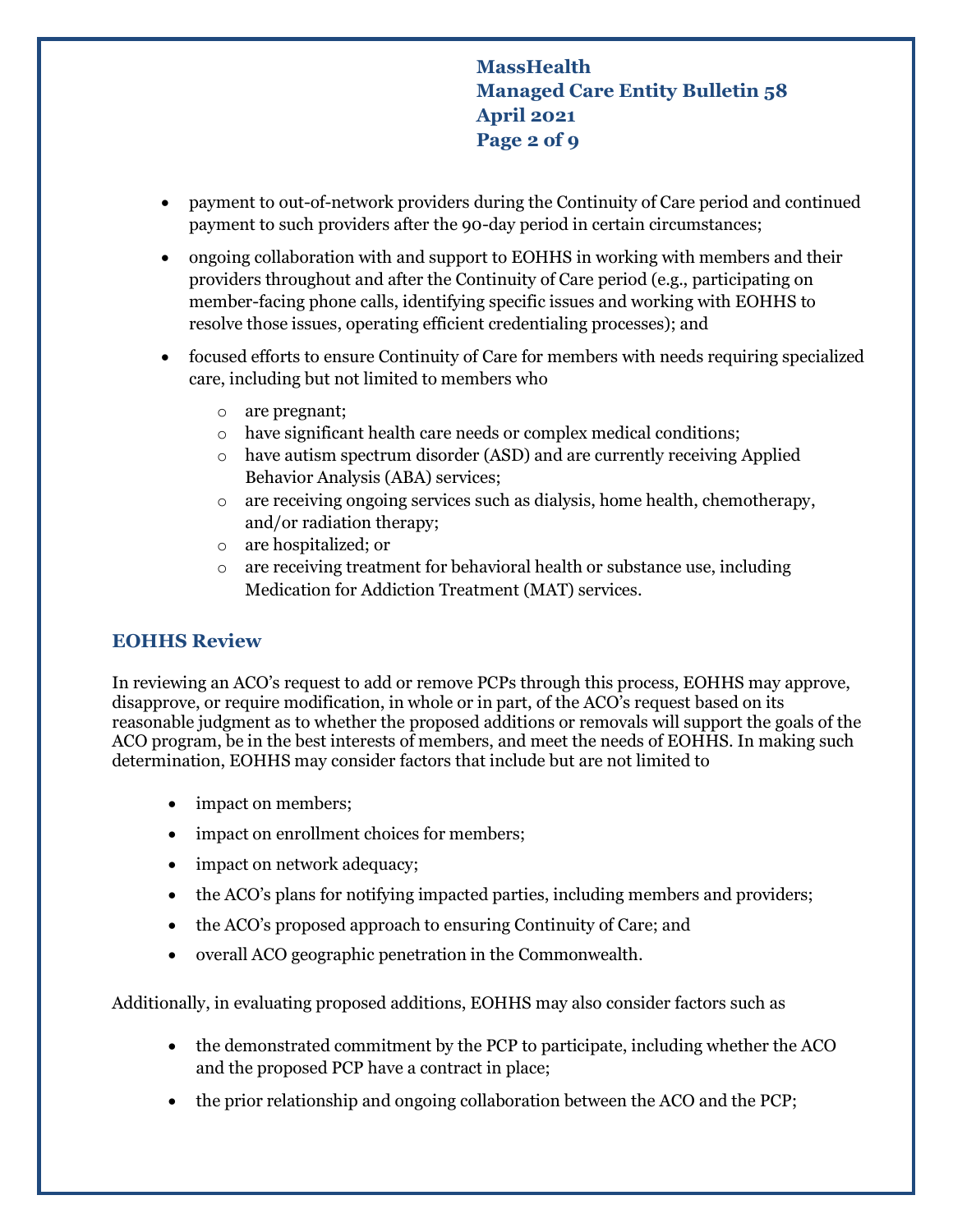- payment to out-of-network providers during the Continuity of Care period and continued payment to such providers after the 90-day period in certain circumstances;
- ongoing collaboration with and support to EOHHS in working with members and their providers throughout and after the Continuity of Care period (e.g., participating on member-facing phone calls, identifying specific issues and working with EOHHS to resolve those issues, operating efficient credentialing processes); and
- focused efforts to ensure Continuity of Care for members with needs requiring specialized care, including but not limited to members who
    - are pregnant;
    - have significant health care needs or complex medical conditions;
    - have autism spectrum disorder (ASD) and are currently receiving Applied Behavior Analysis (ABA) services;
    - are receiving ongoing services such as dialysis, home health, chemotherapy, and/or radiation therapy;
    - are hospitalized; or
    - are receiving treatment for behavioral health or substance use, including Medication for Addiction Treatment (MAT) services.

## EOHHS Review

In reviewing an ACO's request to add or remove PCPs through this process, EOHHS may approve, disapprove, or require modification, in whole or in part, of the ACO's request based on its reasonable judgment as to whether the proposed additions or removals will support the goals of the ACO program, be in the best interests of members, and meet the needs of EOHHS. In making such determination, EOHHS may consider factors that include but are not limited to

- impact on members;
- impact on enrollment choices for members;
- impact on network adequacy;
- the ACO's plans for notifying impacted parties, including members and providers;
- the ACO's proposed approach to ensuring Continuity of Care; and
- overall ACO geographic penetration in the Commonwealth.

Additionally, in evaluating proposed additions, EOHHS may also consider factors such as

- the demonstrated commitment by the PCP to participate, including whether the ACO and the proposed PCP have a contract in place;
- the prior relationship and ongoing collaboration between the ACO and the PCP;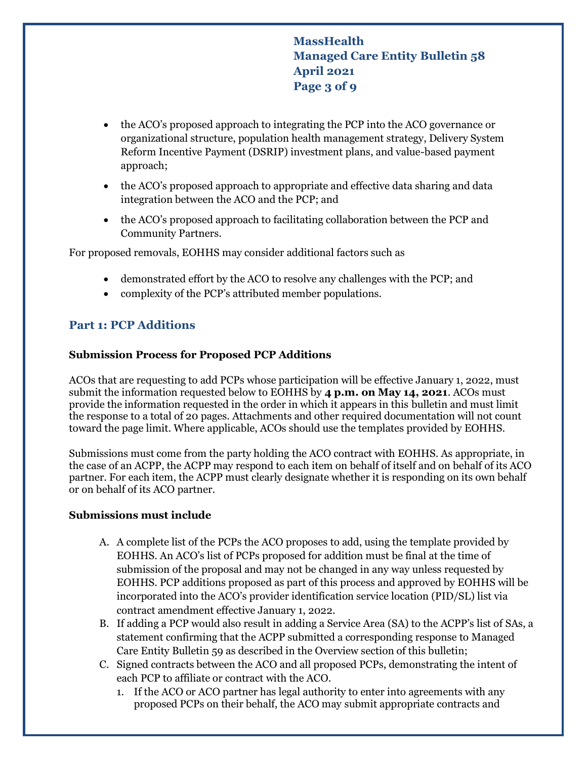- the ACO's proposed approach to integrating the PCP into the ACO governance or organizational structure, population health management strategy, Delivery System Reform Incentive Payment (DSRIP) investment plans, and value-based payment approach;
- the ACO's proposed approach to appropriate and effective data sharing and data integration between the ACO and the PCP; and
- the ACO's proposed approach to facilitating collaboration between the PCP and Community Partners.

For proposed removals, EOHHS may consider additional factors such as

- demonstrated effort by the ACO to resolve any challenges with the PCP; and
- complexity of the PCP's attributed member populations.

## Part 1: PCP Additions

### Submission Process for Proposed PCP Additions

ACOs that are requesting to add PCPs whose participation will be effective January 1, 2022, must submit the information requested below to EOHHS by **4 p.m. on May 14, 2021**. ACOs must provide the information requested in the order in which it appears in this bulletin and must limit the response to a total of 20 pages. Attachments and other required documentation will not count toward the page limit. Where applicable, ACOs should use the templates provided by EOHHS.

Submissions must come from the party holding the ACO contract with EOHHS. As appropriate, in the case of an ACPP, the ACPP may respond to each item on behalf of itself and on behalf of its ACO partner. For each item, the ACPP must clearly designate whether it is responding on its own behalf or on behalf of its ACO partner.

### Submissions must include

A. A complete list of the PCPs the ACO proposes to add, using the template provided by EOHHS. An ACO's list of PCPs proposed for addition must be final at the time of submission of the proposal and may not be changed in any way unless requested by EOHHS. PCP additions proposed as part of this process and approved by EOHHS will be incorporated into the ACO's provider identification service location (PID/SL) list via contract amendment effective January 1, 2022.

B. If adding a PCP would also result in adding a Service Area (SA) to the ACPP's list of SAs, a statement confirming that the ACPP submitted a corresponding response to Managed Care Entity Bulletin 59 as described in the Overview section of this bulletin;

C. Signed contracts between the ACO and all proposed PCPs, demonstrating the intent of each PCP to affiliate or contract with the ACO.
   1. If the ACO or ACO partner has legal authority to enter into agreements with any proposed PCPs on their behalf, the ACO may submit appropriate contracts and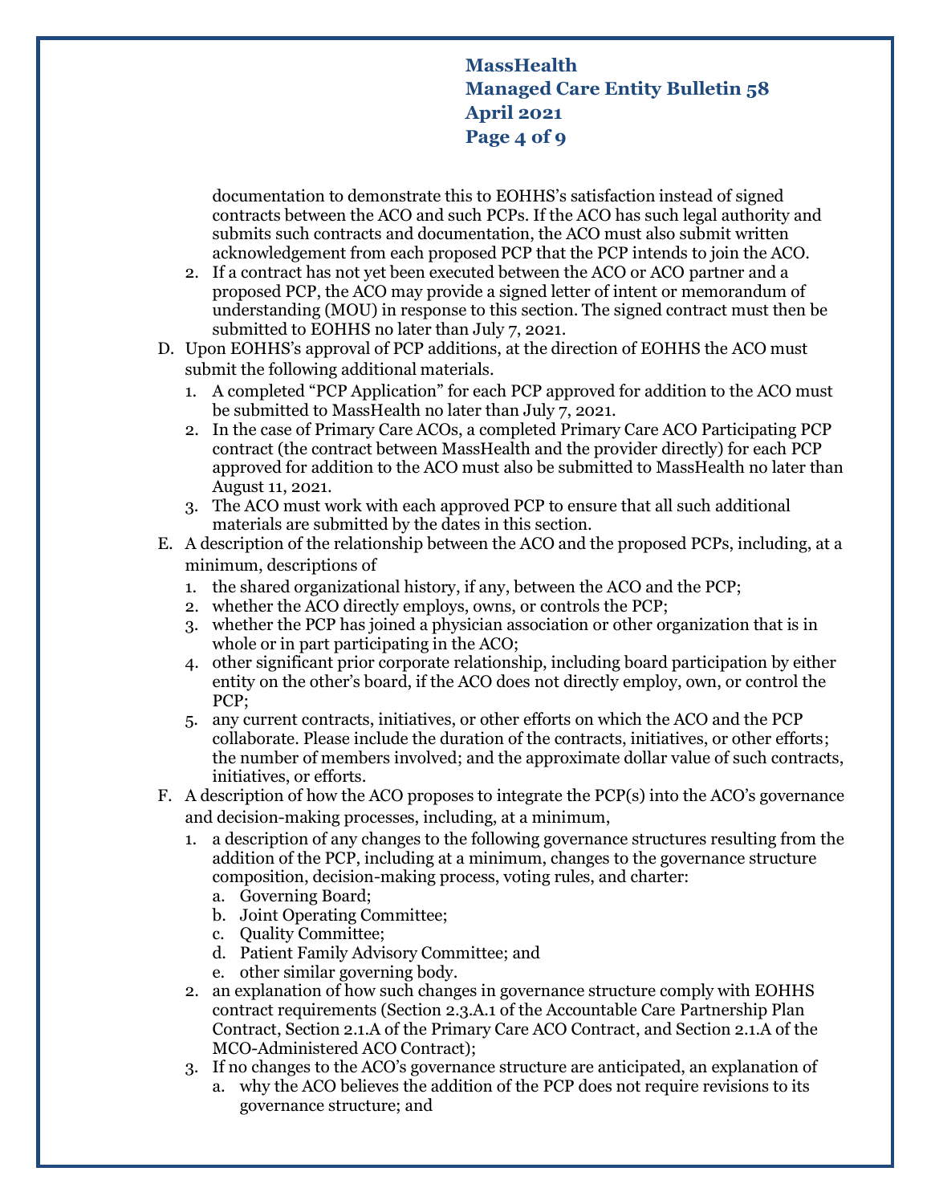documentation to demonstrate this to EOHHS's satisfaction instead of signed contracts between the ACO and such PCPs. If the ACO has such legal authority and submits such contracts and documentation, the ACO must also submit written acknowledgement from each proposed PCP that the PCP intends to join the ACO.

2. If a contract has not yet been executed between the ACO or ACO partner and a proposed PCP, the ACO may provide a signed letter of intent or memorandum of understanding (MOU) in response to this section. The signed contract must then be submitted to EOHHS no later than July 7, 2021.

D. Upon EOHHS's approval of PCP additions, at the direction of EOHHS the ACO must submit the following additional materials.
   1. A completed "PCP Application" for each PCP approved for addition to the ACO must be submitted to MassHealth no later than July 7, 2021.
   2. In the case of Primary Care ACOs, a completed Primary Care ACO Participating PCP contract (the contract between MassHealth and the provider directly) for each PCP approved for addition to the ACO must also be submitted to MassHealth no later than August 11, 2021.
   3. The ACO must work with each approved PCP to ensure that all such additional materials are submitted by the dates in this section.

E. A description of the relationship between the ACO and the proposed PCPs, including, at a minimum, descriptions of
   1. the shared organizational history, if any, between the ACO and the PCP;
   2. whether the ACO directly employs, owns, or controls the PCP;
   3. whether the PCP has joined a physician association or other organization that is in whole or in part participating in the ACO;
   4. other significant prior corporate relationship, including board participation by either entity on the other's board, if the ACO does not directly employ, own, or control the PCP;
   5. any current contracts, initiatives, or other efforts on which the ACO and the PCP collaborate. Please include the duration of the contracts, initiatives, or other efforts; the number of members involved; and the approximate dollar value of such contracts, initiatives, or efforts.

F. A description of how the ACO proposes to integrate the PCP(s) into the ACO's governance and decision-making processes, including, at a minimum,
   1. a description of any changes to the following governance structures resulting from the addition of the PCP, including at a minimum, changes to the governance structure composition, decision-making process, voting rules, and charter:
      a. Governing Board;
      b. Joint Operating Committee;
      c. Quality Committee;
      d. Patient Family Advisory Committee; and
      e. other similar governing body.
   2. an explanation of how such changes in governance structure comply with EOHHS contract requirements (Section 2.3.A.1 of the Accountable Care Partnership Plan Contract, Section 2.1.A of the Primary Care ACO Contract, and Section 2.1.A of the MCO-Administered ACO Contract);
   3. If no changes to the ACO's governance structure are anticipated, an explanation of
      a. why the ACO believes the addition of the PCP does not require revisions to its governance structure; and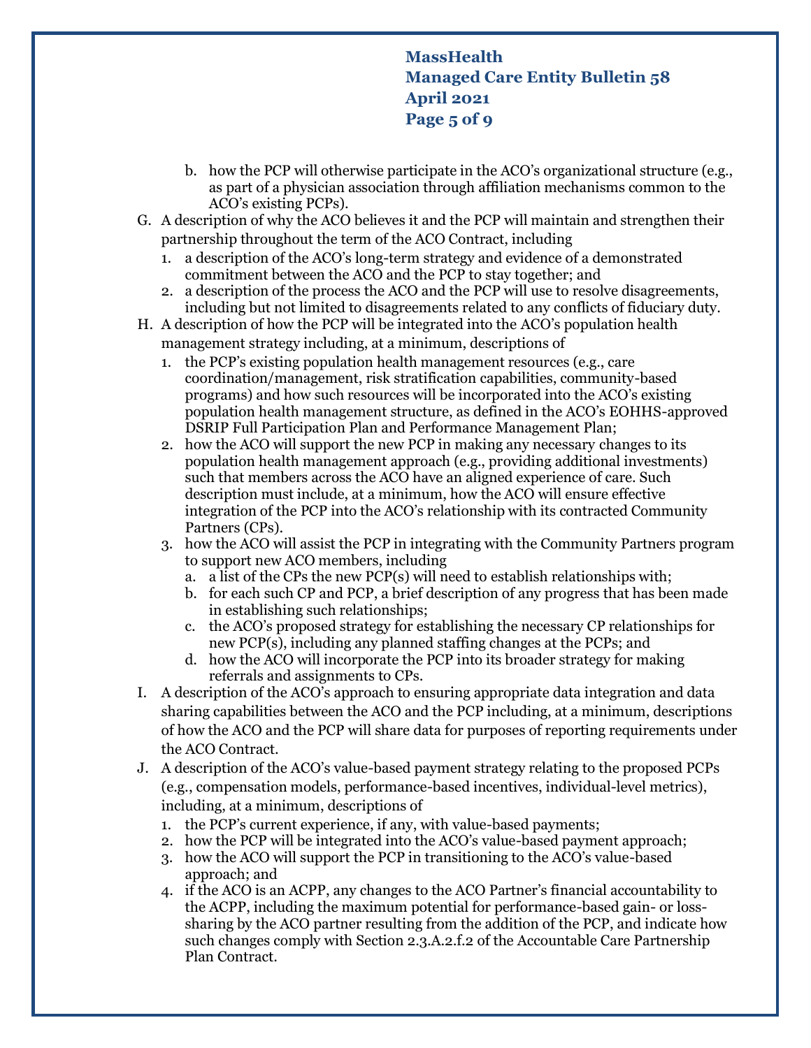b. how the PCP will otherwise participate in the ACO's organizational structure (e.g., as part of a physician association through affiliation mechanisms common to the ACO's existing PCPs).

G. A description of why the ACO believes it and the PCP will maintain and strengthen their partnership throughout the term of the ACO Contract, including
   1. a description of the ACO's long-term strategy and evidence of a demonstrated commitment between the ACO and the PCP to stay together; and
   2. a description of the process the ACO and the PCP will use to resolve disagreements, including but not limited to disagreements related to any conflicts of fiduciary duty.

H. A description of how the PCP will be integrated into the ACO's population health management strategy including, at a minimum, descriptions of
   1. the PCP's existing population health management resources (e.g., care coordination/management, risk stratification capabilities, community-based programs) and how such resources will be incorporated into the ACO's existing population health management structure, as defined in the ACO's EOHHS-approved DSRIP Full Participation Plan and Performance Management Plan;
   2. how the ACO will support the new PCP in making any necessary changes to its population health management approach (e.g., providing additional investments) such that members across the ACO have an aligned experience of care. Such description must include, at a minimum, how the ACO will ensure effective integration of the PCP into the ACO's relationship with its contracted Community Partners (CPs).
   3. how the ACO will assist the PCP in integrating with the Community Partners program to support new ACO members, including
      a. a list of the CPs the new PCP(s) will need to establish relationships with;
      b. for each such CP and PCP, a brief description of any progress that has been made in establishing such relationships;
      c. the ACO's proposed strategy for establishing the necessary CP relationships for new PCP(s), including any planned staffing changes at the PCPs; and
      d. how the ACO will incorporate the PCP into its broader strategy for making referrals and assignments to CPs.

I. A description of the ACO's approach to ensuring appropriate data integration and data sharing capabilities between the ACO and the PCP including, at a minimum, descriptions of how the ACO and the PCP will share data for purposes of reporting requirements under the ACO Contract.

J. A description of the ACO's value-based payment strategy relating to the proposed PCPs (e.g., compensation models, performance-based incentives, individual-level metrics), including, at a minimum, descriptions of
   1. the PCP's current experience, if any, with value-based payments;
   2. how the PCP will be integrated into the ACO's value-based payment approach;
   3. how the ACO will support the PCP in transitioning to the ACO's value-based approach; and
   4. if the ACO is an ACPP, any changes to the ACO Partner's financial accountability to the ACPP, including the maximum potential for performance-based gain- or loss-sharing by the ACO partner resulting from the addition of the PCP, and indicate how such changes comply with Section 2.3.A.2.f.2 of the Accountable Care Partnership Plan Contract.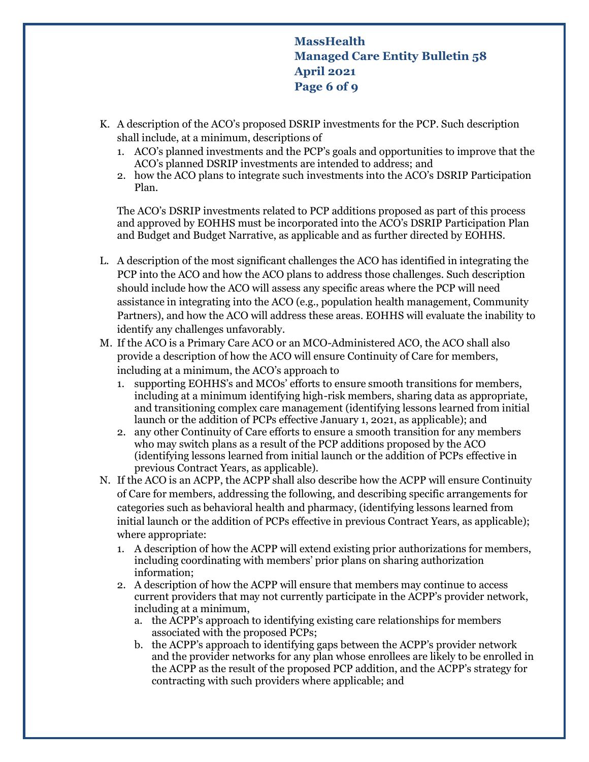K. A description of the ACO's proposed DSRIP investments for the PCP. Such description shall include, at a minimum, descriptions of
   1. ACO's planned investments and the PCP's goals and opportunities to improve that the ACO's planned DSRIP investments are intended to address; and
   2. how the ACO plans to integrate such investments into the ACO's DSRIP Participation Plan.

   The ACO's DSRIP investments related to PCP additions proposed as part of this process and approved by EOHHS must be incorporated into the ACO's DSRIP Participation Plan and Budget and Budget Narrative, as applicable and as further directed by EOHHS.

L. A description of the most significant challenges the ACO has identified in integrating the PCP into the ACO and how the ACO plans to address those challenges. Such description should include how the ACO will assess any specific areas where the PCP will need assistance in integrating into the ACO (e.g., population health management, Community Partners), and how the ACO will address these areas. EOHHS will evaluate the inability to identify any challenges unfavorably.

M. If the ACO is a Primary Care ACO or an MCO-Administered ACO, the ACO shall also provide a description of how the ACO will ensure Continuity of Care for members, including at a minimum, the ACO's approach to
   1. supporting EOHHS's and MCOs' efforts to ensure smooth transitions for members, including at a minimum identifying high-risk members, sharing data as appropriate, and transitioning complex care management (identifying lessons learned from initial launch or the addition of PCPs effective January 1, 2021, as applicable); and
   2. any other Continuity of Care efforts to ensure a smooth transition for any members who may switch plans as a result of the PCP additions proposed by the ACO (identifying lessons learned from initial launch or the addition of PCPs effective in previous Contract Years, as applicable).

N. If the ACO is an ACPP, the ACPP shall also describe how the ACPP will ensure Continuity of Care for members, addressing the following, and describing specific arrangements for categories such as behavioral health and pharmacy, (identifying lessons learned from initial launch or the addition of PCPs effective in previous Contract Years, as applicable); where appropriate:
   1. A description of how the ACPP will extend existing prior authorizations for members, including coordinating with members' prior plans on sharing authorization information;
   2. A description of how the ACPP will ensure that members may continue to access current providers that may not currently participate in the ACPP's provider network, including at a minimum,
      a. the ACPP's approach to identifying existing care relationships for members associated with the proposed PCPs;
      b. the ACPP's approach to identifying gaps between the ACPP's provider network and the provider networks for any plan whose enrollees are likely to be enrolled in the ACPP as the result of the proposed PCP addition, and the ACPP's strategy for contracting with such providers where applicable; and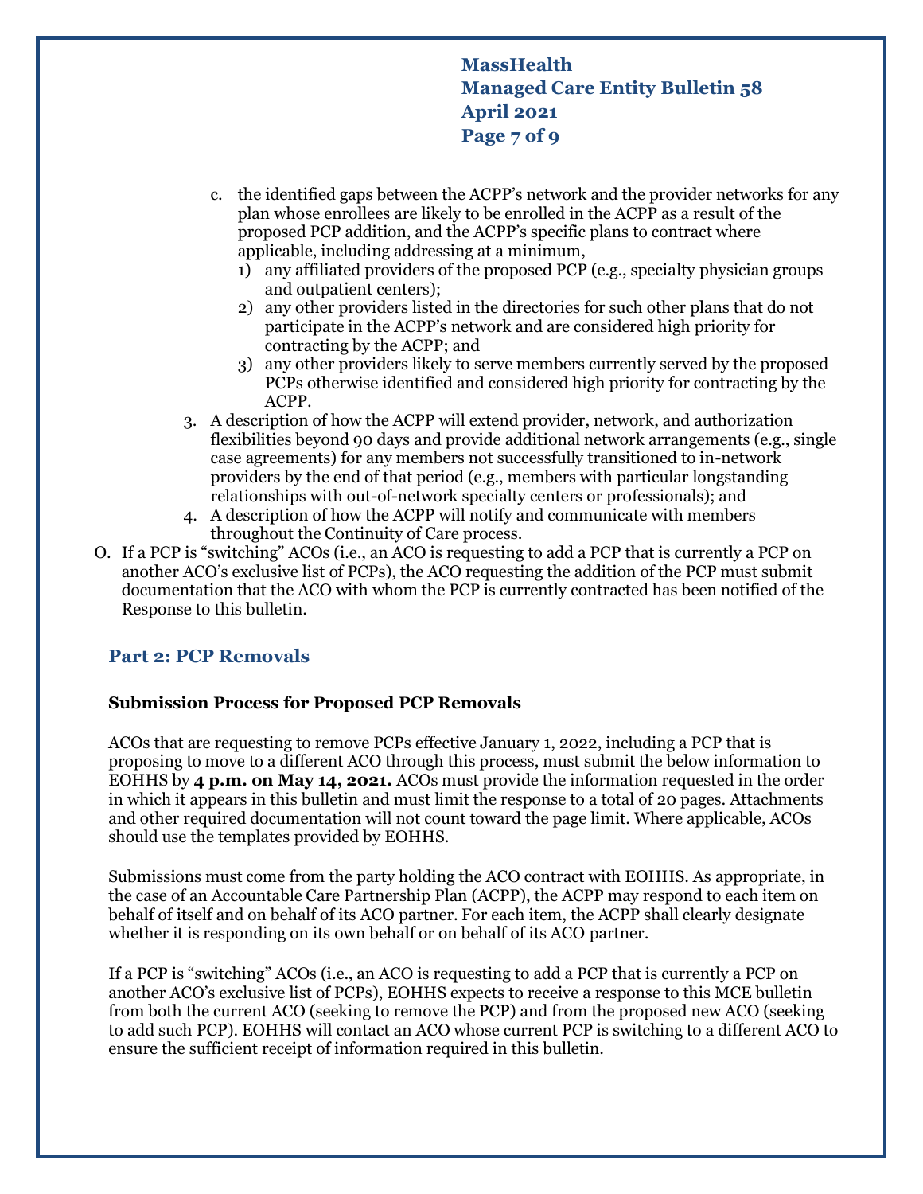c. the identified gaps between the ACPP's network and the provider networks for any plan whose enrollees are likely to be enrolled in the ACPP as a result of the proposed PCP addition, and the ACPP's specific plans to contract where applicable, including addressing at a minimum,
   1) any affiliated providers of the proposed PCP (e.g., specialty physician groups and outpatient centers);
   2) any other providers listed in the directories for such other plans that do not participate in the ACPP's network and are considered high priority for contracting by the ACPP; and
   3) any other providers likely to serve members currently served by the proposed PCPs otherwise identified and considered high priority for contracting by the ACPP.

3. A description of how the ACPP will extend provider, network, and authorization flexibilities beyond 90 days and provide additional network arrangements (e.g., single case agreements) for any members not successfully transitioned to in-network providers by the end of that period (e.g., members with particular longstanding relationships with out-of-network specialty centers or professionals); and
4. A description of how the ACPP will notify and communicate with members throughout the Continuity of Care process.

O. If a PCP is "switching" ACOs (i.e., an ACO is requesting to add a PCP that is currently a PCP on another ACO's exclusive list of PCPs), the ACO requesting the addition of the PCP must submit documentation that the ACO with whom the PCP is currently contracted has been notified of the Response to this bulletin.

## Part 2: PCP Removals

### Submission Process for Proposed PCP Removals

ACOs that are requesting to remove PCPs effective January 1, 2022, including a PCP that is proposing to move to a different ACO through this process, must submit the below information to EOHHS by **4 p.m. on May 14, 2021.** ACOs must provide the information requested in the order in which it appears in this bulletin and must limit the response to a total of 20 pages. Attachments and other required documentation will not count toward the page limit. Where applicable, ACOs should use the templates provided by EOHHS.

Submissions must come from the party holding the ACO contract with EOHHS. As appropriate, in the case of an Accountable Care Partnership Plan (ACPP), the ACPP may respond to each item on behalf of itself and on behalf of its ACO partner. For each item, the ACPP shall clearly designate whether it is responding on its own behalf or on behalf of its ACO partner.

If a PCP is "switching" ACOs (i.e., an ACO is requesting to add a PCP that is currently a PCP on another ACO's exclusive list of PCPs), EOHHS expects to receive a response to this MCE bulletin from both the current ACO (seeking to remove the PCP) and from the proposed new ACO (seeking to add such PCP). EOHHS will contact an ACO whose current PCP is switching to a different ACO to ensure the sufficient receipt of information required in this bulletin.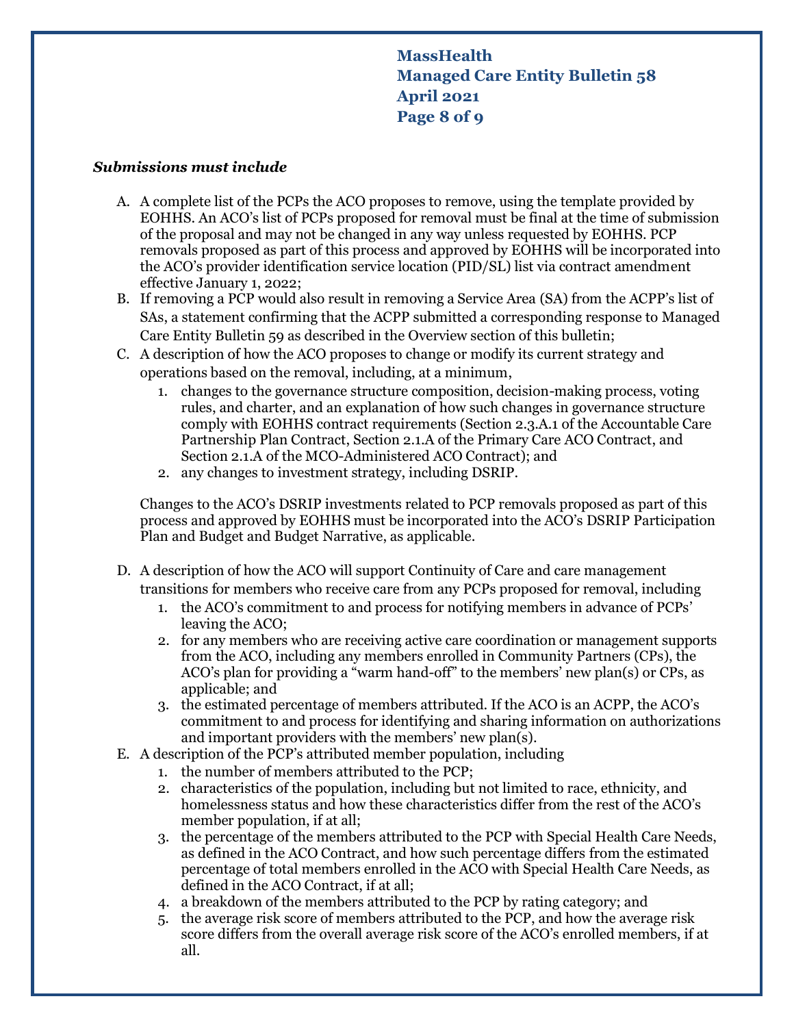***Submissions must include***

A. A complete list of the PCPs the ACO proposes to remove, using the template provided by EOHHS. An ACO's list of PCPs proposed for removal must be final at the time of submission of the proposal and may not be changed in any way unless requested by EOHHS. PCP removals proposed as part of this process and approved by EOHHS will be incorporated into the ACO's provider identification service location (PID/SL) list via contract amendment effective January 1, 2022;

B. If removing a PCP would also result in removing a Service Area (SA) from the ACPP's list of SAs, a statement confirming that the ACPP submitted a corresponding response to Managed Care Entity Bulletin 59 as described in the Overview section of this bulletin;

C. A description of how the ACO proposes to change or modify its current strategy and operations based on the removal, including, at a minimum,
   1. changes to the governance structure composition, decision-making process, voting rules, and charter, and an explanation of how such changes in governance structure comply with EOHHS contract requirements (Section 2.3.A.1 of the Accountable Care Partnership Plan Contract, Section 2.1.A of the Primary Care ACO Contract, and Section 2.1.A of the MCO-Administered ACO Contract); and
   2. any changes to investment strategy, including DSRIP.

   Changes to the ACO's DSRIP investments related to PCP removals proposed as part of this process and approved by EOHHS must be incorporated into the ACO's DSRIP Participation Plan and Budget and Budget Narrative, as applicable.

D. A description of how the ACO will support Continuity of Care and care management transitions for members who receive care from any PCPs proposed for removal, including
   1. the ACO's commitment to and process for notifying members in advance of PCPs' leaving the ACO;
   2. for any members who are receiving active care coordination or management supports from the ACO, including any members enrolled in Community Partners (CPs), the ACO's plan for providing a "warm hand-off" to the members' new plan(s) or CPs, as applicable; and
   3. the estimated percentage of members attributed. If the ACO is an ACPP, the ACO's commitment to and process for identifying and sharing information on authorizations and important providers with the members' new plan(s).

E. A description of the PCP's attributed member population, including
   1. the number of members attributed to the PCP;
   2. characteristics of the population, including but not limited to race, ethnicity, and homelessness status and how these characteristics differ from the rest of the ACO's member population, if at all;
   3. the percentage of the members attributed to the PCP with Special Health Care Needs, as defined in the ACO Contract, and how such percentage differs from the estimated percentage of total members enrolled in the ACO with Special Health Care Needs, as defined in the ACO Contract, if at all;
   4. a breakdown of the members attributed to the PCP by rating category; and
   5. the average risk score of members attributed to the PCP, and how the average risk score differs from the overall average risk score of the ACO's enrolled members, if at all.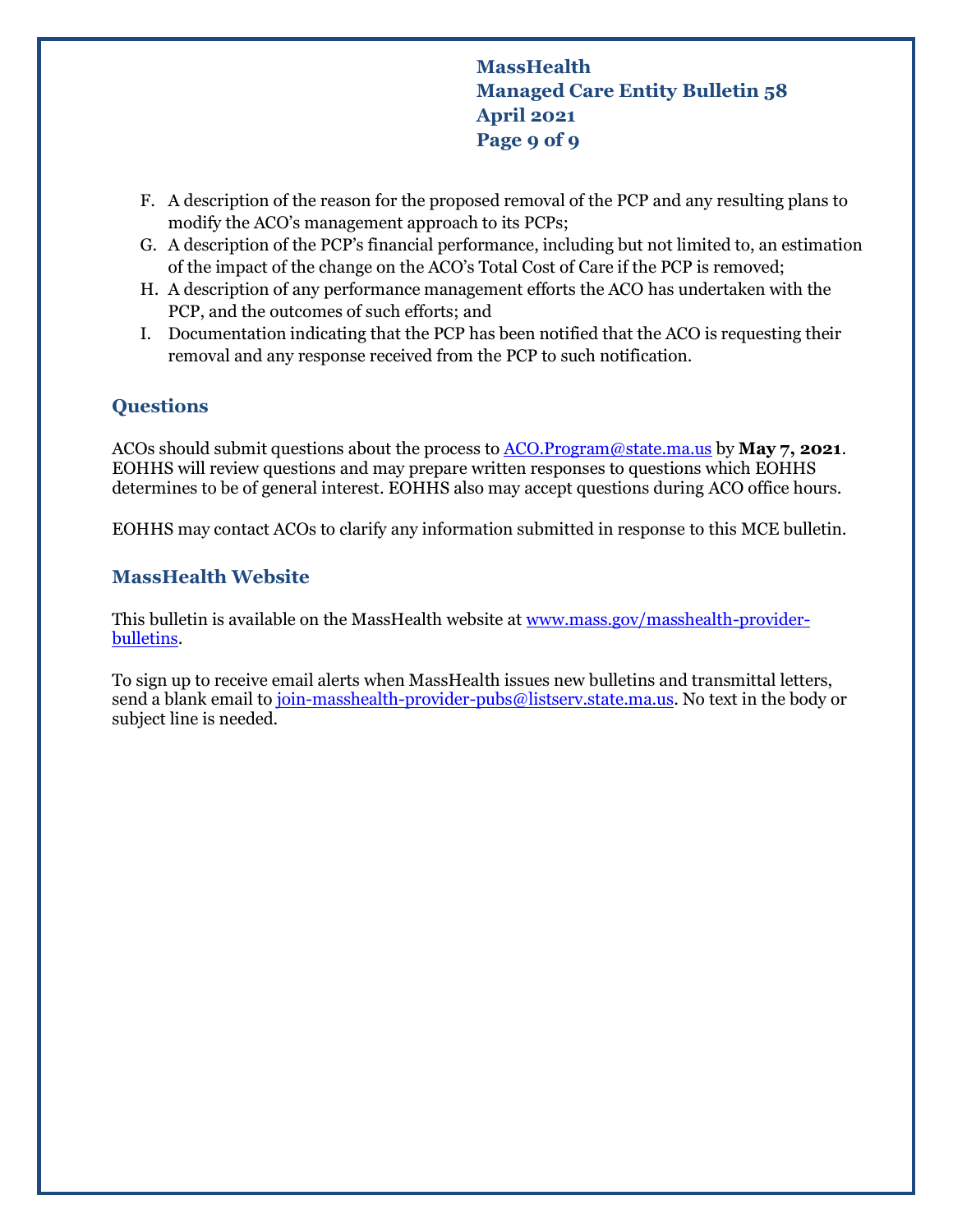F. A description of the reason for the proposed removal of the PCP and any resulting plans to modify the ACO's management approach to its PCPs;
G. A description of the PCP's financial performance, including but not limited to, an estimation of the impact of the change on the ACO's Total Cost of Care if the PCP is removed;
H. A description of any performance management efforts the ACO has undertaken with the PCP, and the outcomes of such efforts; and
I. Documentation indicating that the PCP has been notified that the ACO is requesting their removal and any response received from the PCP to such notification.

## Questions

ACOs should submit questions about the process to ACO.Program@state.ma.us by **May 7, 2021**. EOHHS will review questions and may prepare written responses to questions which EOHHS determines to be of general interest. EOHHS also may accept questions during ACO office hours.

EOHHS may contact ACOs to clarify any information submitted in response to this MCE bulletin.

## MassHealth Website

This bulletin is available on the MassHealth website at www.mass.gov/masshealth-provider-bulletins.

To sign up to receive email alerts when MassHealth issues new bulletins and transmittal letters, send a blank email to join-masshealth-provider-pubs@listserv.state.ma.us. No text in the body or subject line is needed.